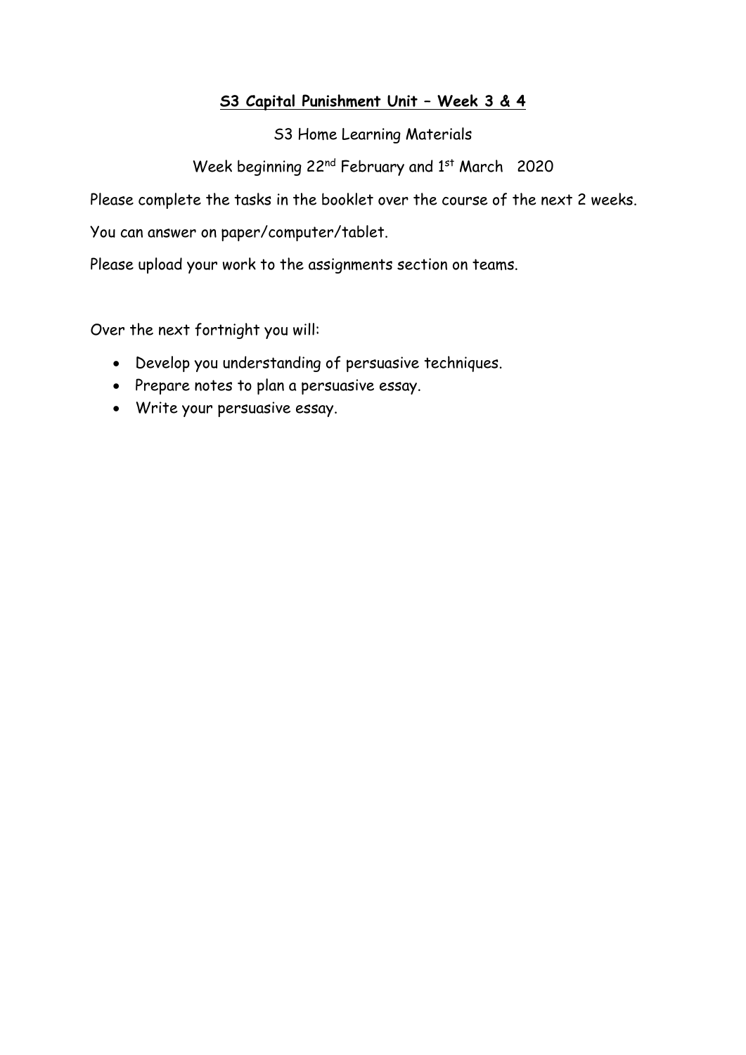## **S3 Capital Punishment Unit – Week 3 & 4**

S3 Home Learning Materials

Week beginning 22nd February and 1st March 2020

Please complete the tasks in the booklet over the course of the next 2 weeks.

You can answer on paper/computer/tablet.

Please upload your work to the assignments section on teams.

Over the next fortnight you will:

- Develop you understanding of persuasive techniques.
- Prepare notes to plan a persuasive essay.
- Write your persuasive essay.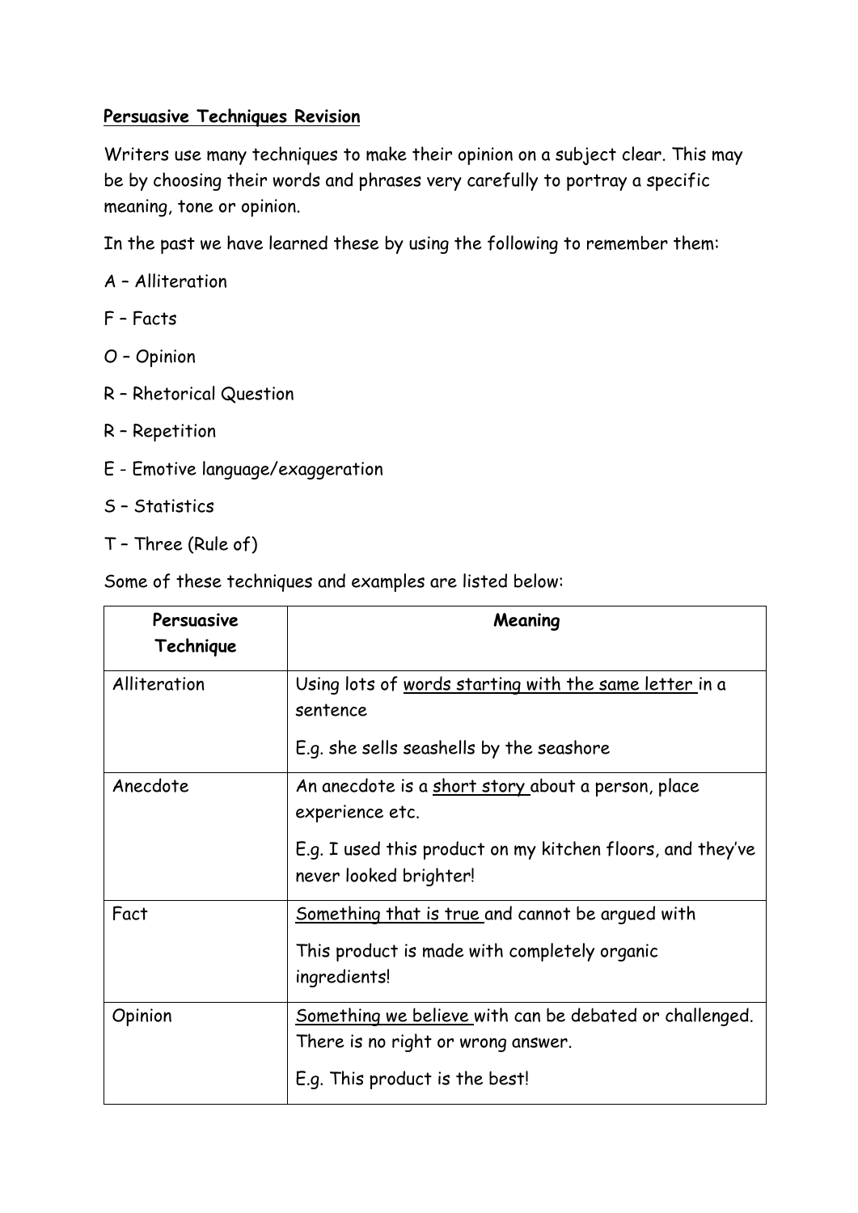**Persuasive Techniques Revision**

Writers use many techniques to make their opinion on a subject clear. This may be by choosing their words and phrases very carefully to portray a specific meaning, tone or opinion.

In the past we have learned these by using the following to remember them:

A – Alliteration

F – Facts

O – Opinion

R – Rhetorical Question

R – Repetition

E - Emotive language/exaggeration

S – Statistics

T – Three (Rule of)

Some of these techniques and examples are listed below:

| **Persuasive Technique** | **Meaning** |
| --- | --- |
| Alliteration | Using lots of words starting with the same letter in a sentence<br><br>E.g. she sells seashells by the seashore |
| Anecdote | An anecdote is a short story about a person, place experience etc.<br><br>E.g. I used this product on my kitchen floors, and they've never looked brighter! |
| Fact | Something that is true and cannot be argued with<br><br>This product is made with completely organic ingredients! |
| Opinion | Something we believe with can be debated or challenged. There is no right or wrong answer.<br><br>E.g. This product is the best! |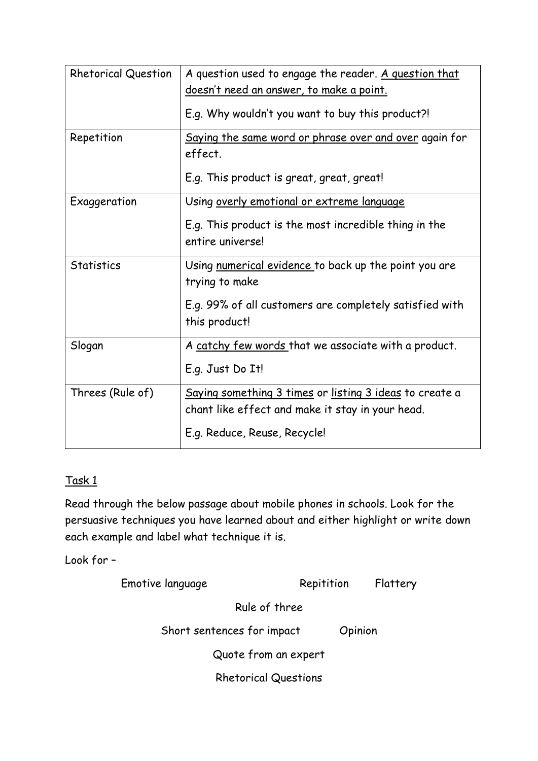| | |
|---|---|
| Rhetorical Question | A question used to engage the reader. <u>A question that doesn't need an answer, to make a point.</u><br><br>E.g. Why wouldn't you want to buy this product?! |
| Repetition | <u>Saying the same word or phrase over and over</u> again for effect.<br><br>E.g. This product is great, great, great! |
| Exaggeration | Using <u>overly emotional or extreme language</u><br><br>E.g. This product is the most incredible thing in the entire universe! |
| Statistics | Using <u>numerical evidence</u> to back up the point you are trying to make<br><br>E.g. 99% of all customers are completely satisfied with this product! |
| Slogan | A <u>catchy few words</u> that we associate with a product.<br><br>E.g. Just Do It! |
| Threes (Rule of) | <u>Saying something 3 times</u> or <u>listing 3 ideas</u> to create a chant like effect and make it stay in your head.<br><br>E.g. Reduce, Reuse, Recycle! |

<u>Task 1</u>

Read through the below passage about mobile phones in schools. Look for the persuasive techniques you have learned about and either highlight or write down each example and label what technique it is.

Look for –

Emotive language     Repitition     Flattery

Rule of three

Short sentences for impact     Opinion

Quote from an expert

Rhetorical Questions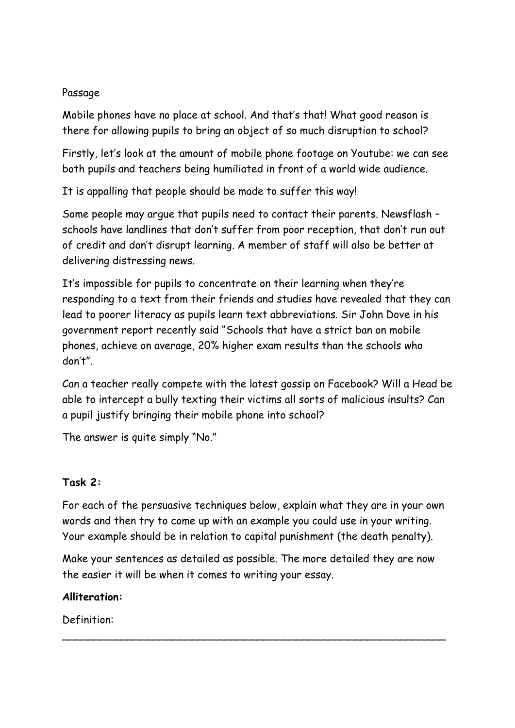Passage

Mobile phones have no place at school. And that's that! What good reason is there for allowing pupils to bring an object of so much disruption to school?

Firstly, let's look at the amount of mobile phone footage on Youtube: we can see both pupils and teachers being humiliated in front of a world wide audience.

It is appalling that people should be made to suffer this way!

Some people may argue that pupils need to contact their parents. Newsflash – schools have landlines that don't suffer from poor reception, that don't run out of credit and don't disrupt learning. A member of staff will also be better at delivering distressing news.

It's impossible for pupils to concentrate on their learning when they're responding to a text from their friends and studies have revealed that they can lead to poorer literacy as pupils learn text abbreviations. Sir John Dove in his government report recently said "Schools that have a strict ban on mobile phones, achieve on average, 20% higher exam results than the schools who don't".

Can a teacher really compete with the latest gossip on Facebook? Will a Head be able to intercept a bully texting their victims all sorts of malicious insults? Can a pupil justify bringing their mobile phone into school?

The answer is quite simply "No."

## <u>Task 2:</u>

For each of the persuasive techniques below, explain what they are in your own words and then try to come up with an example you could use in your writing. Your example should be in relation to capital punishment (the death penalty).

Make your sentences as detailed as possible. The more detailed they are now the easier it will be when it comes to writing your essay.

**Alliteration:**

Definition:

___________________________________________________________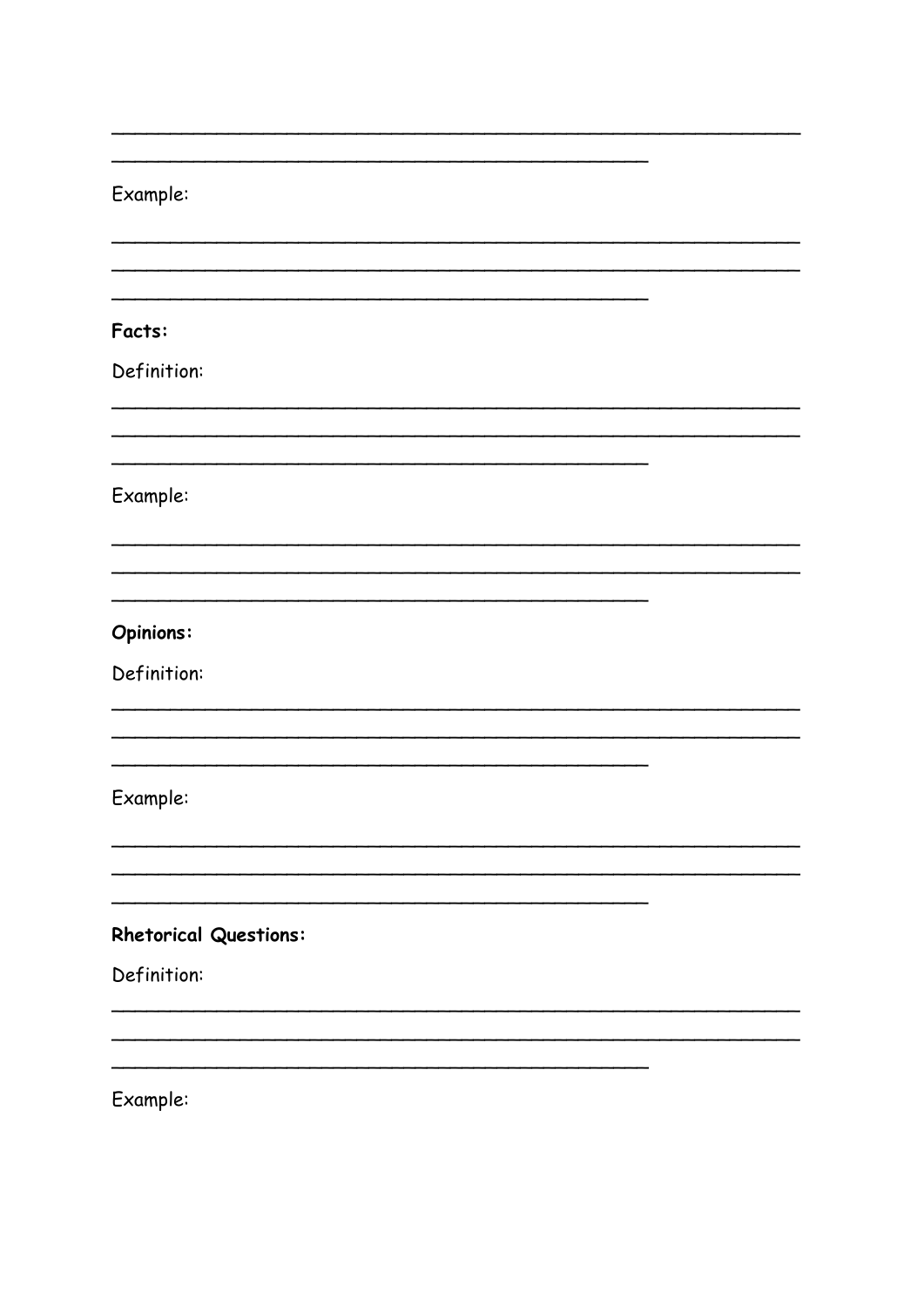______________________________________________________________

_______________________________________________

Example:

______________________________________________________________

______________________________________________________________

_______________________________________________

**Facts:**

Definition:

______________________________________________________________

______________________________________________________________

_______________________________________________

Example:

______________________________________________________________

______________________________________________________________

_______________________________________________

**Opinions:**

Definition:

______________________________________________________________

______________________________________________________________

_______________________________________________

Example:

______________________________________________________________

______________________________________________________________

_______________________________________________

**Rhetorical Questions:**

Definition:

______________________________________________________________

______________________________________________________________

_______________________________________________

Example: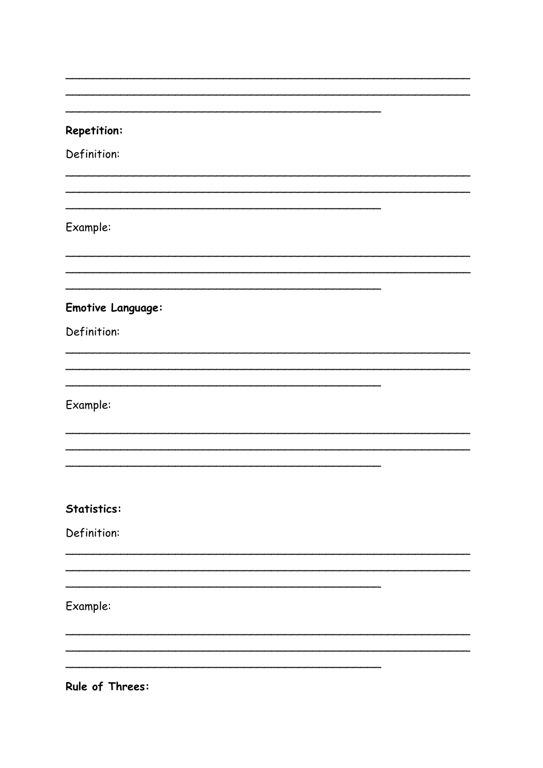_______________________________________________

_______________________________________________

____________________________________

**Repetition:**

Definition:

_______________________________________________

_______________________________________________

____________________________________

Example:

_______________________________________________

_______________________________________________

____________________________________

**Emotive Language:**

Definition:

_______________________________________________

_______________________________________________

____________________________________

Example:

_______________________________________________

_______________________________________________

____________________________________

**Statistics:**

Definition:

_______________________________________________

_______________________________________________

____________________________________

Example:

_______________________________________________

_______________________________________________

____________________________________

**Rule of Threes:**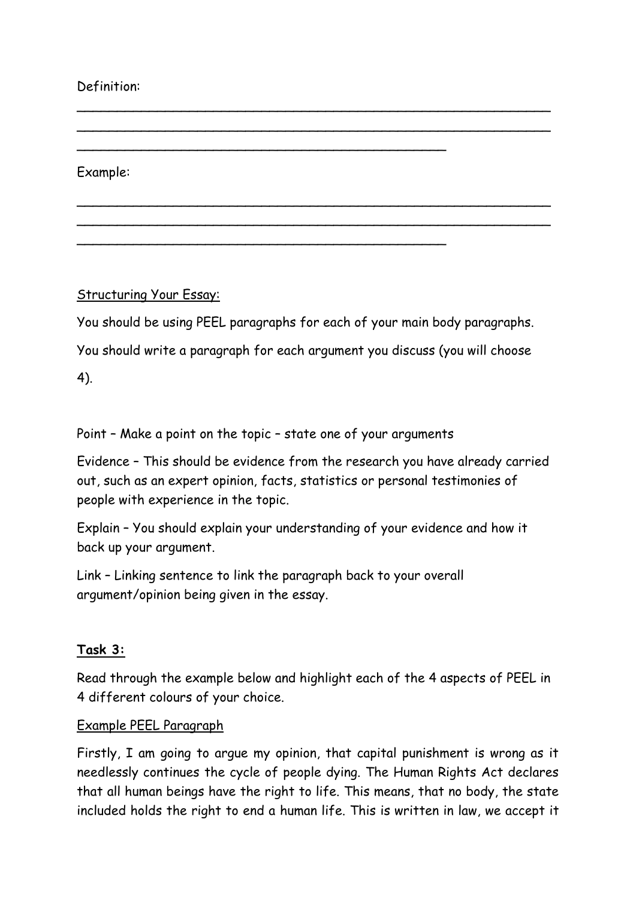Definition:

______________________________________________________________
______________________________________________________________
________________________________________________

Example:

______________________________________________________________
______________________________________________________________
________________________________________________

<u>Structuring Your Essay:</u>

You should be using PEEL paragraphs for each of your main body paragraphs.

You should write a paragraph for each argument you discuss (you will choose 4).

Point – Make a point on the topic – state one of your arguments

Evidence – This should be evidence from the research you have already carried out, such as an expert opinion, facts, statistics or personal testimonies of people with experience in the topic.

Explain – You should explain your understanding of your evidence and how it back up your argument.

Link – Linking sentence to link the paragraph back to your overall argument/opinion being given in the essay.

**<u>Task 3:</u>**

Read through the example below and highlight each of the 4 aspects of PEEL in 4 different colours of your choice.

<u>Example PEEL Paragraph</u>

Firstly, I am going to argue my opinion, that capital punishment is wrong as it needlessly continues the cycle of people dying. The Human Rights Act declares that all human beings have the right to life. This means, that no body, the state included holds the right to end a human life. This is written in law, we accept it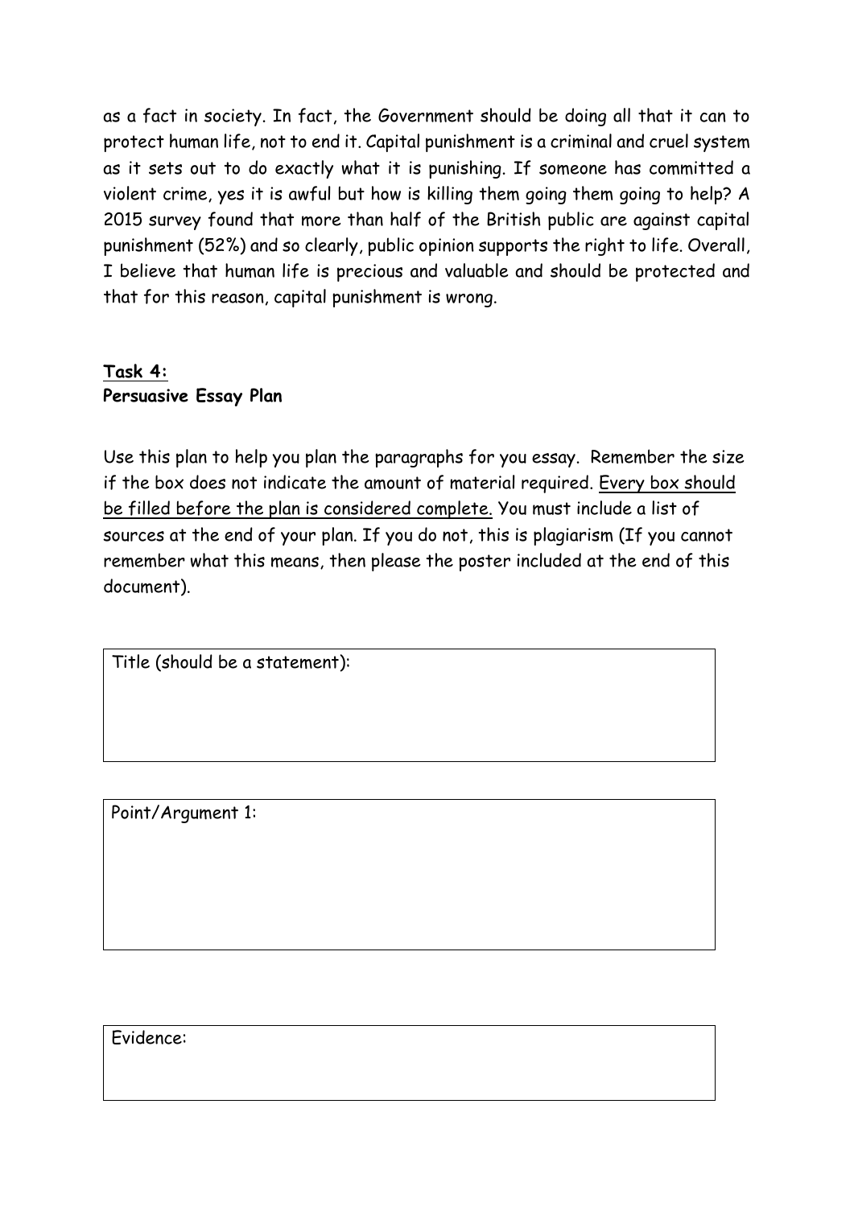as a fact in society. In fact, the Government should be doing all that it can to protect human life, not to end it. Capital punishment is a criminal and cruel system as it sets out to do exactly what it is punishing. If someone has committed a violent crime, yes it is awful but how is killing them going them going to help? A 2015 survey found that more than half of the British public are against capital punishment (52%) and so clearly, public opinion supports the right to life. Overall, I believe that human life is precious and valuable and should be protected and that for this reason, capital punishment is wrong.

**Task 4:**
**Persuasive Essay Plan**

Use this plan to help you plan the paragraphs for you essay. Remember the size if the box does not indicate the amount of material required. Every box should be filled before the plan is considered complete. You must include a list of sources at the end of your plan. If you do not, this is plagiarism (If you cannot remember what this means, then please the poster included at the end of this document).

| Title (should be a statement): |
| --- |
| |

| Point/Argument 1: |
| --- |
| |

| Evidence: |
| --- |
| |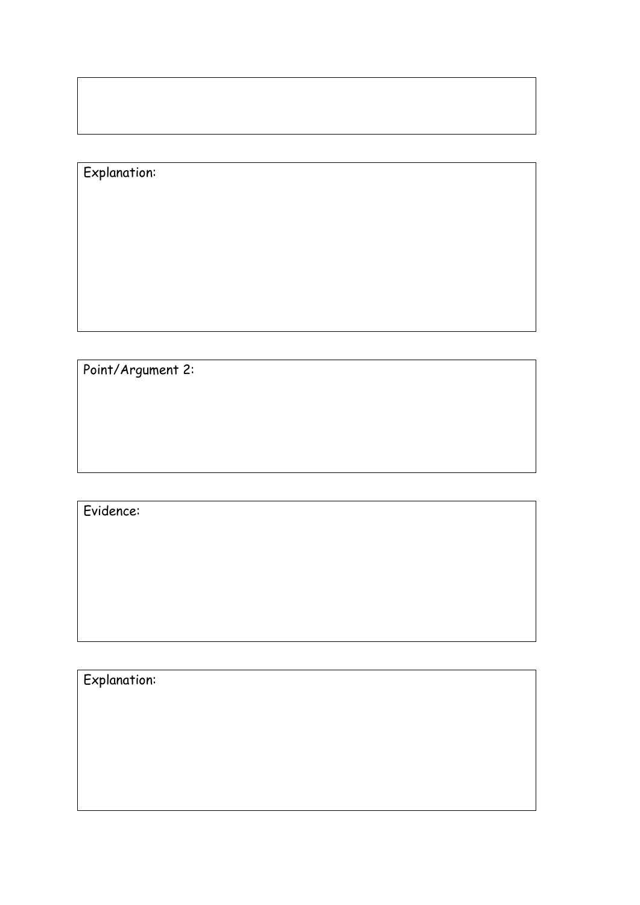Explanation:

Point/Argument 2:

Evidence:

Explanation: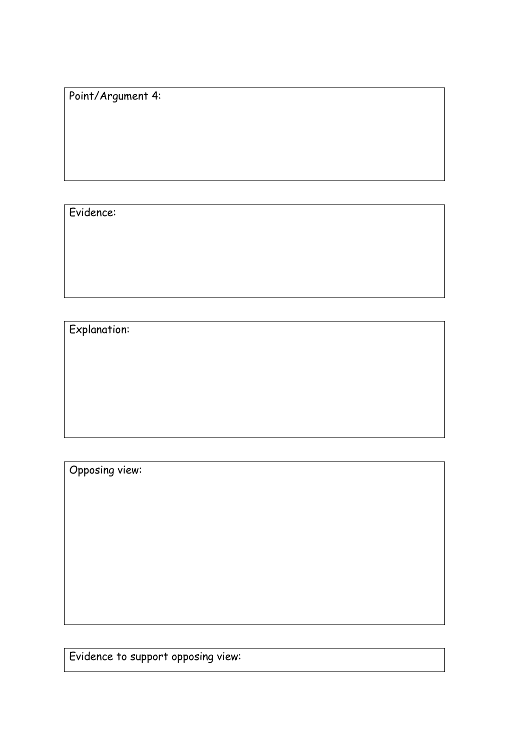Point/Argument 4:

Evidence:

Explanation:

Opposing view:

Evidence to support opposing view: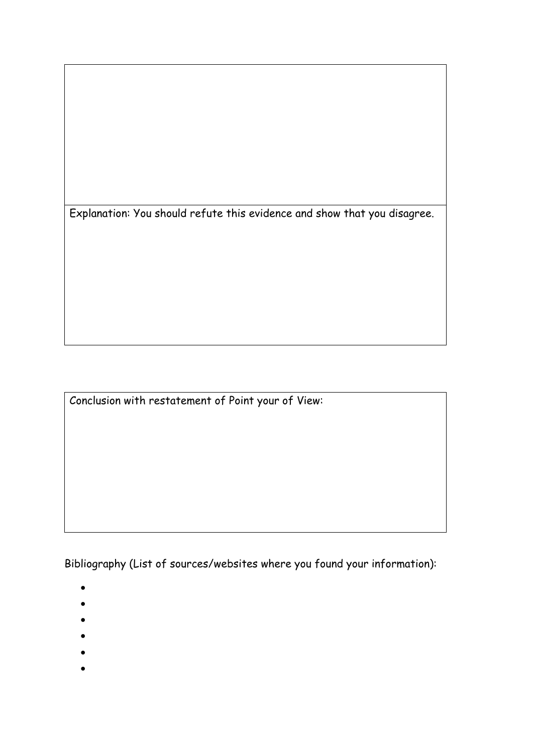Explanation: You should refute this evidence and show that you disagree.

Conclusion with restatement of Point your of View:

Bibliography (List of sources/websites where you found your information):

- 
- 
- 
- 
- 
-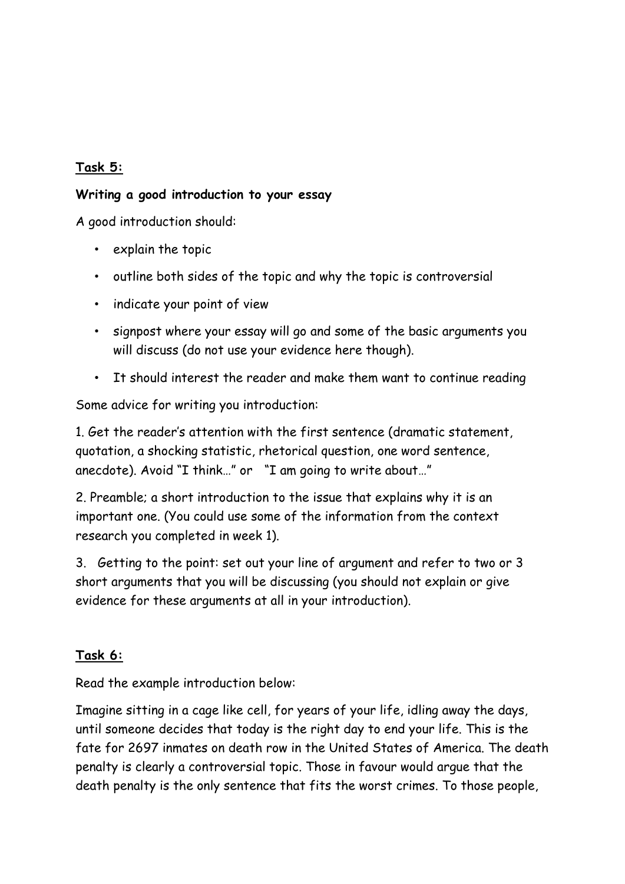**Task 5:**

**Writing a good introduction to your essay**

A good introduction should:

- explain the topic
- outline both sides of the topic and why the topic is controversial
- indicate your point of view
- signpost where your essay will go and some of the basic arguments you will discuss (do not use your evidence here though).
- It should interest the reader and make them want to continue reading

Some advice for writing you introduction:

1. Get the reader's attention with the first sentence (dramatic statement, quotation, a shocking statistic, rhetorical question, one word sentence, anecdote). Avoid "I think…" or "I am going to write about…"

2. Preamble; a short introduction to the issue that explains why it is an important one. (You could use some of the information from the context research you completed in week 1).

3. Getting to the point: set out your line of argument and refer to two or 3 short arguments that you will be discussing (you should not explain or give evidence for these arguments at all in your introduction).

**Task 6:**

Read the example introduction below:

Imagine sitting in a cage like cell, for years of your life, idling away the days, until someone decides that today is the right day to end your life. This is the fate for 2697 inmates on death row in the United States of America. The death penalty is clearly a controversial topic. Those in favour would argue that the death penalty is the only sentence that fits the worst crimes. To those people,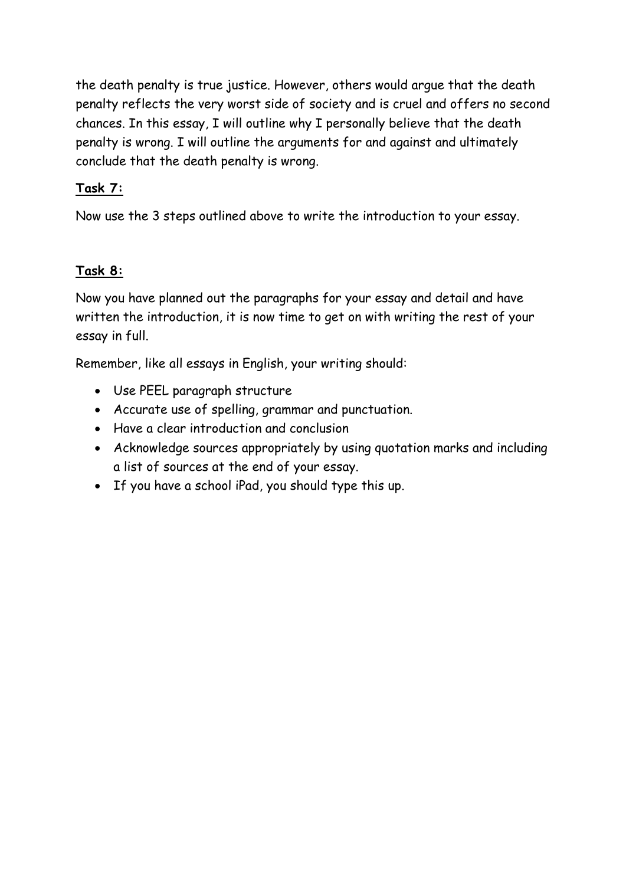the death penalty is true justice. However, others would argue that the death penalty reflects the very worst side of society and is cruel and offers no second chances. In this essay, I will outline why I personally believe that the death penalty is wrong. I will outline the arguments for and against and ultimately conclude that the death penalty is wrong.

**Task 7:**

Now use the 3 steps outlined above to write the introduction to your essay.

**Task 8:**

Now you have planned out the paragraphs for your essay and detail and have written the introduction, it is now time to get on with writing the rest of your essay in full.

Remember, like all essays in English, your writing should:

- Use PEEL paragraph structure
- Accurate use of spelling, grammar and punctuation.
- Have a clear introduction and conclusion
- Acknowledge sources appropriately by using quotation marks and including a list of sources at the end of your essay.
- If you have a school iPad, you should type this up.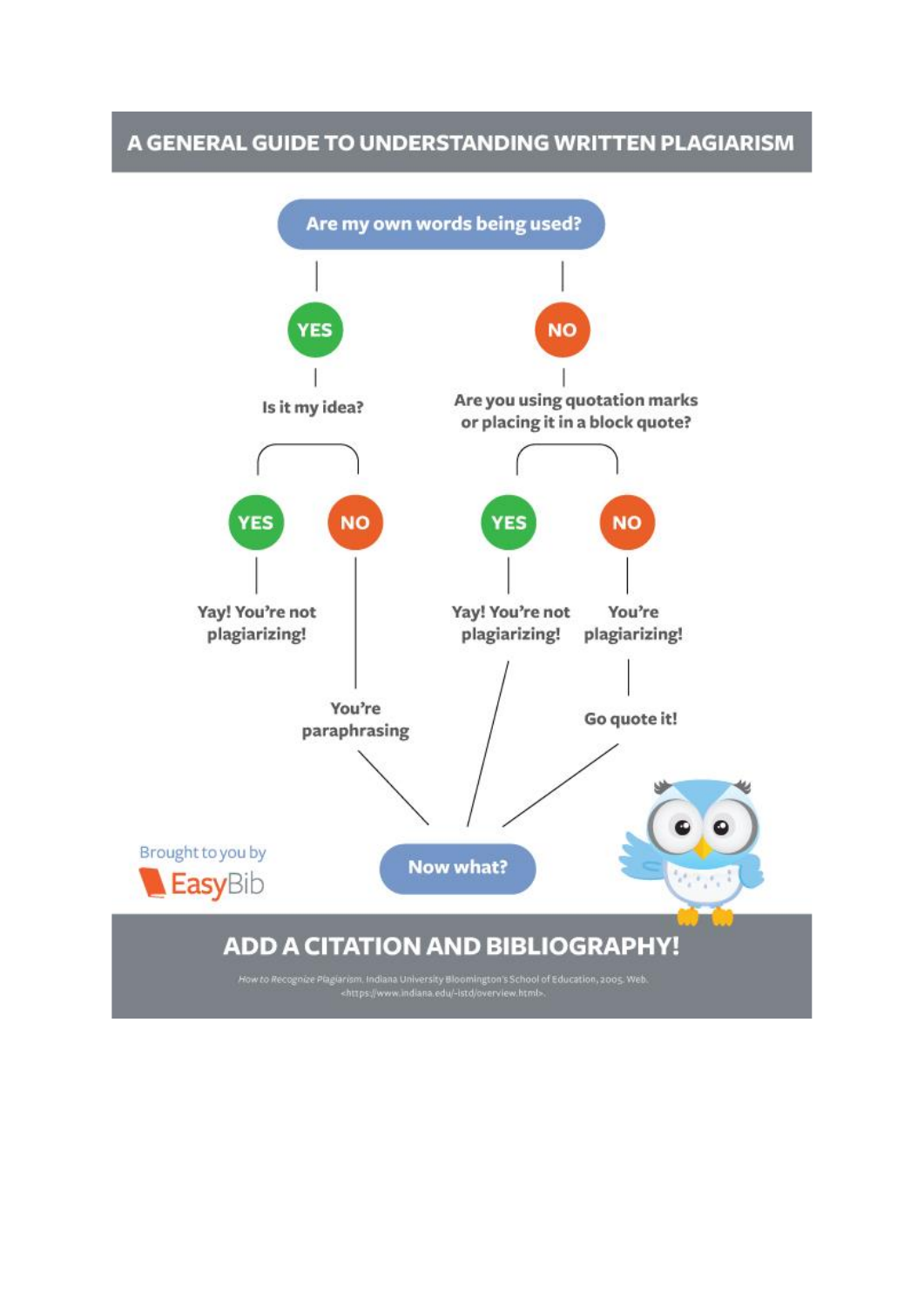# A GENERAL GUIDE TO UNDERSTANDING WRITTEN PLAGIARISM

Are my own words being used?

YES

Is it my idea?

YES

Yay! You're not plagiarizing!

NO

You're paraphrasing

NO

Are you using quotation marks or placing it in a block quote?

YES

Yay! You're not plagiarizing!

NO

You're plagiarizing!

Go quote it!

Now what?

Brought to you by EasyBib

## ADD A CITATION AND BIBLIOGRAPHY!

*How to Recognize Plagiarism*. Indiana University Bloomington's School of Education, 2005. Web. <https://www.indiana.edu/~istd/overview.html>.